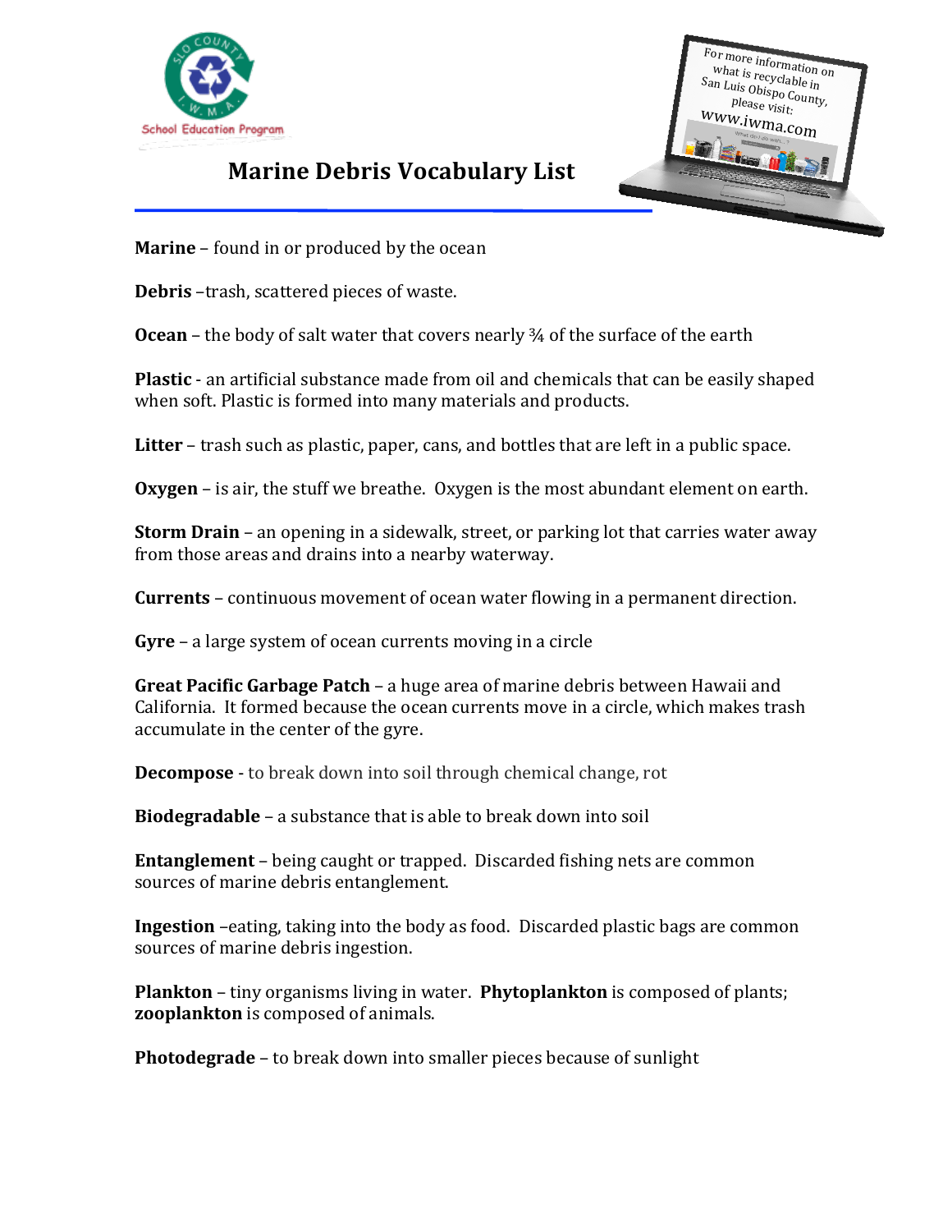# Marine Debris Vocabulary List

For more information on what is recyclable in San Luis Obispo County, please visit: www.iwma.com

**Marine** – found in or produced by the ocean

**Debris** –trash, scattered pieces of waste.

**Ocean** – the body of salt water that covers nearly ¾ of the surface of the earth

**Plastic** - an artificial substance made from oil and chemicals that can be easily shaped when soft. Plastic is formed into many materials and products.

**Litter** – trash such as plastic, paper, cans, and bottles that are left in a public space.

**Oxygen** – is air, the stuff we breathe. Oxygen is the most abundant element on earth.

**Storm Drain** – an opening in a sidewalk, street, or parking lot that carries water away from those areas and drains into a nearby waterway.

**Currents** – continuous movement of ocean water flowing in a permanent direction.

**Gyre** – a large system of ocean currents moving in a circle

**Great Pacific Garbage Patch** – a huge area of marine debris between Hawaii and California. It formed because the ocean currents move in a circle, which makes trash accumulate in the center of the gyre.

**Decompose** - to break down into soil through chemical change, rot

**Biodegradable** – a substance that is able to break down into soil

**Entanglement** – being caught or trapped. Discarded fishing nets are common sources of marine debris entanglement.

**Ingestion** –eating, taking into the body as food. Discarded plastic bags are common sources of marine debris ingestion.

**Plankton** – tiny organisms living in water. **Phytoplankton** is composed of plants; **zooplankton** is composed of animals.

**Photodegrade** – to break down into smaller pieces because of sunlight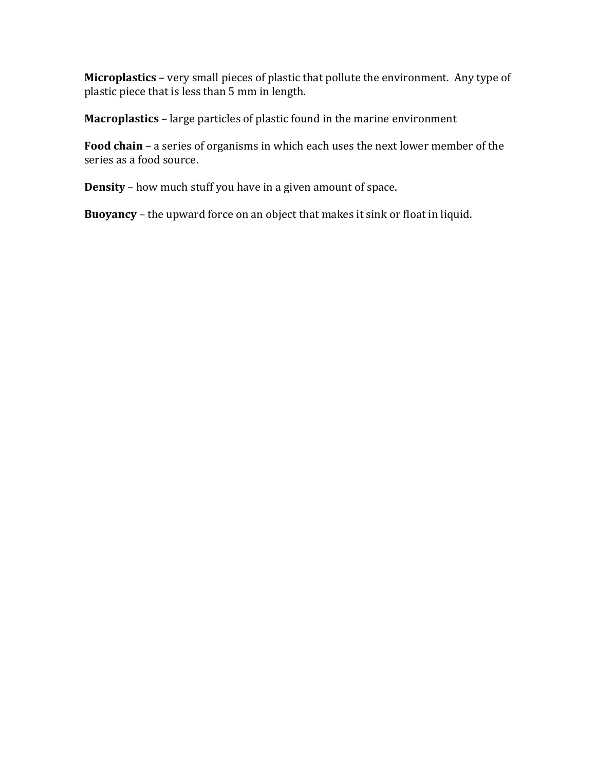**Microplastics** – very small pieces of plastic that pollute the environment. Any type of plastic piece that is less than 5 mm in length.

**Macroplastics** – large particles of plastic found in the marine environment

**Food chain** – a series of organisms in which each uses the next lower member of the series as a food source.

**Density** – how much stuff you have in a given amount of space.

**Buoyancy** – the upward force on an object that makes it sink or float in liquid.